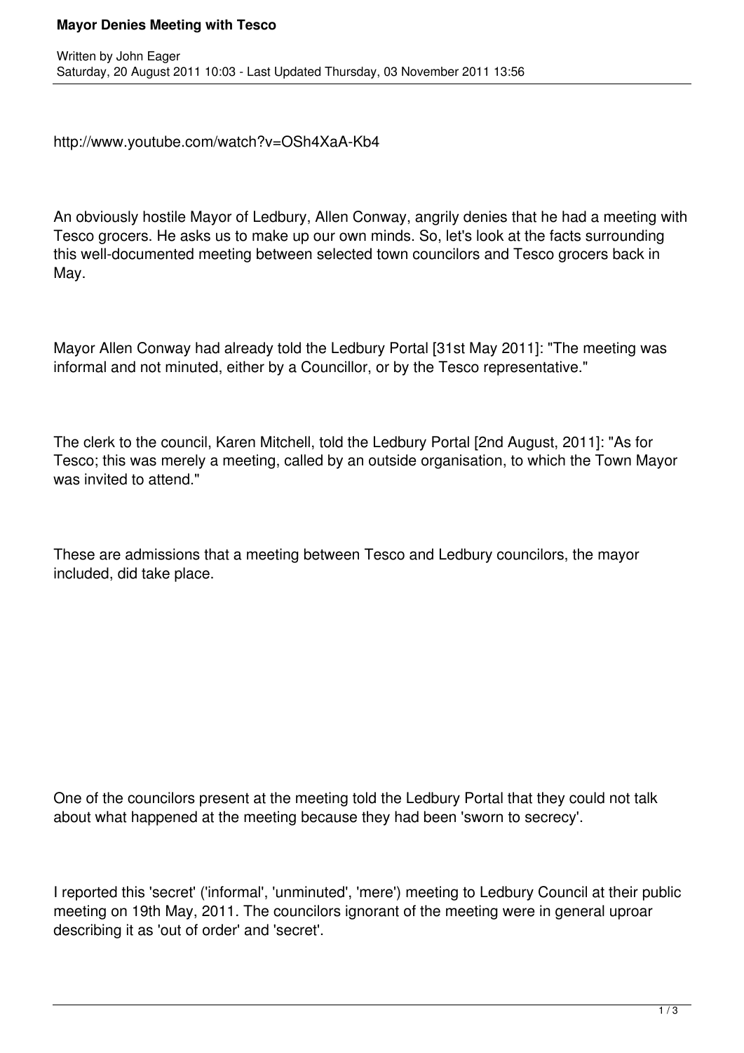# Mayor Denies Meeting with Tesco

Written by John Eager
Saturday, 20 August 2011 10:03 - Last Updated Thursday, 03 November 2011 13:56

http://www.youtube.com/watch?v=OSh4XaA-Kb4

An obviously hostile Mayor of Ledbury, Allen Conway, angrily denies that he had a meeting with Tesco grocers. He asks us to make up our own minds. So, let's look at the facts surrounding this well-documented meeting between selected town councilors and Tesco grocers back in May.

Mayor Allen Conway had already told the Ledbury Portal [31st May 2011]: "The meeting was informal and not minuted, either by a Councillor, or by the Tesco representative."

The clerk to the council, Karen Mitchell, told the Ledbury Portal [2nd August, 2011]: "As for Tesco; this was merely a meeting, called by an outside organisation, to which the Town Mayor was invited to attend."

These are admissions that a meeting between Tesco and Ledbury councilors, the mayor included, did take place.

One of the councilors present at the meeting told the Ledbury Portal that they could not talk about what happened at the meeting because they had been 'sworn to secrecy'.

I reported this 'secret' ('informal', 'unminuted', 'mere') meeting to Ledbury Council at their public meeting on 19th May, 2011. The councilors ignorant of the meeting were in general uproar describing it as 'out of order' and 'secret'.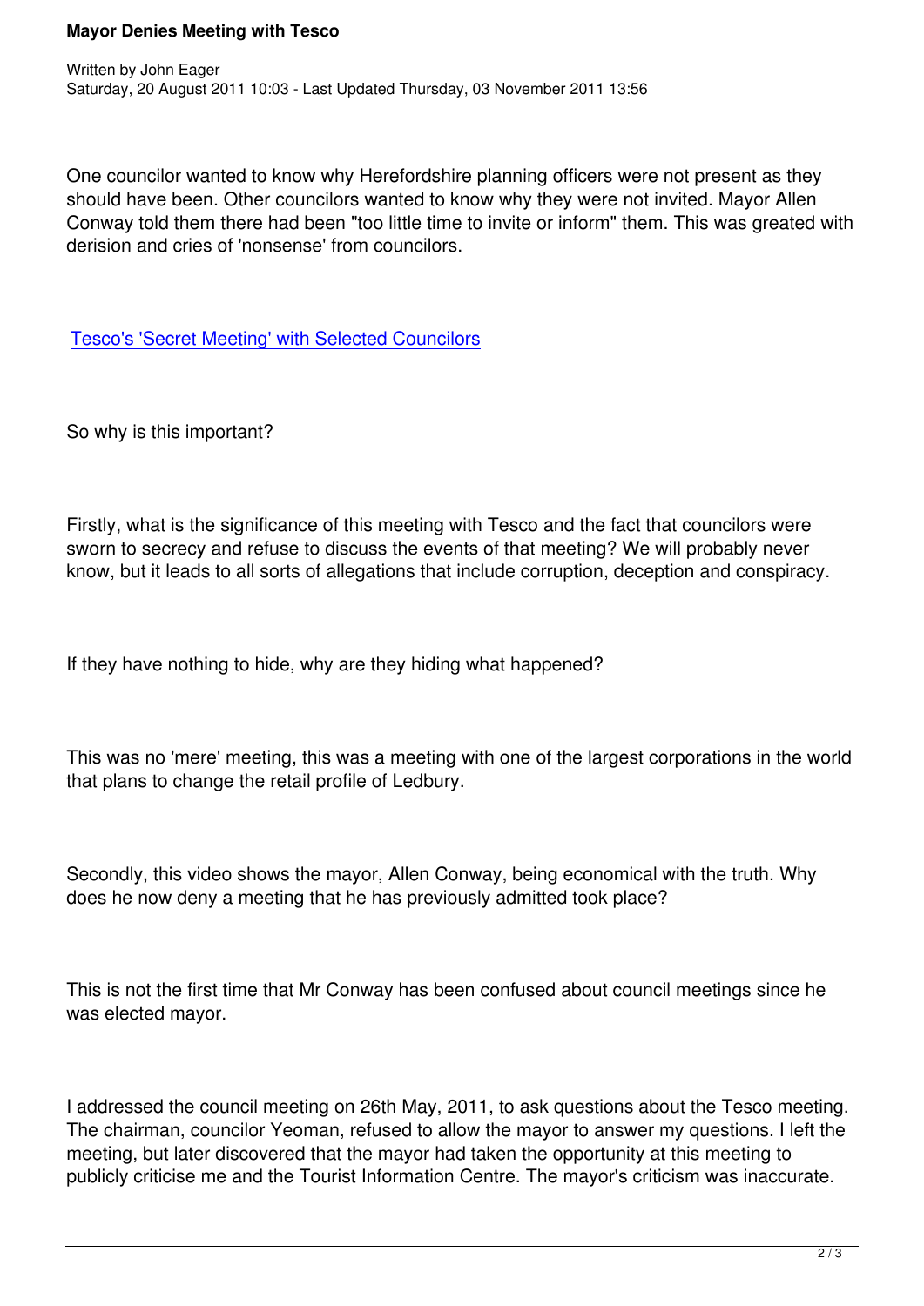One councilor wanted to know why Herefordshire planning officers were not present as they should have been. Other councilors wanted to know why they were not invited. Mayor Allen Conway told them there had been "too little time to invite or inform" them. This was greated with derision and cries of 'nonsense' from councilors.

Tesco's 'Secret Meeting' with Selected Councilors

So why is this important?

Firstly, what is the significance of this meeting with Tesco and the fact that councilors were sworn to secrecy and refuse to discuss the events of that meeting? We will probably never know, but it leads to all sorts of allegations that include corruption, deception and conspiracy.

If they have nothing to hide, why are they hiding what happened?

This was no 'mere' meeting, this was a meeting with one of the largest corporations in the world that plans to change the retail profile of Ledbury.

Secondly, this video shows the mayor, Allen Conway, being economical with the truth. Why does he now deny a meeting that he has previously admitted took place?

This is not the first time that Mr Conway has been confused about council meetings since he was elected mayor.

I addressed the council meeting on 26th May, 2011, to ask questions about the Tesco meeting. The chairman, councilor Yeoman, refused to allow the mayor to answer my questions. I left the meeting, but later discovered that the mayor had taken the opportunity at this meeting to publicly criticise me and the Tourist Information Centre. The mayor's criticism was inaccurate.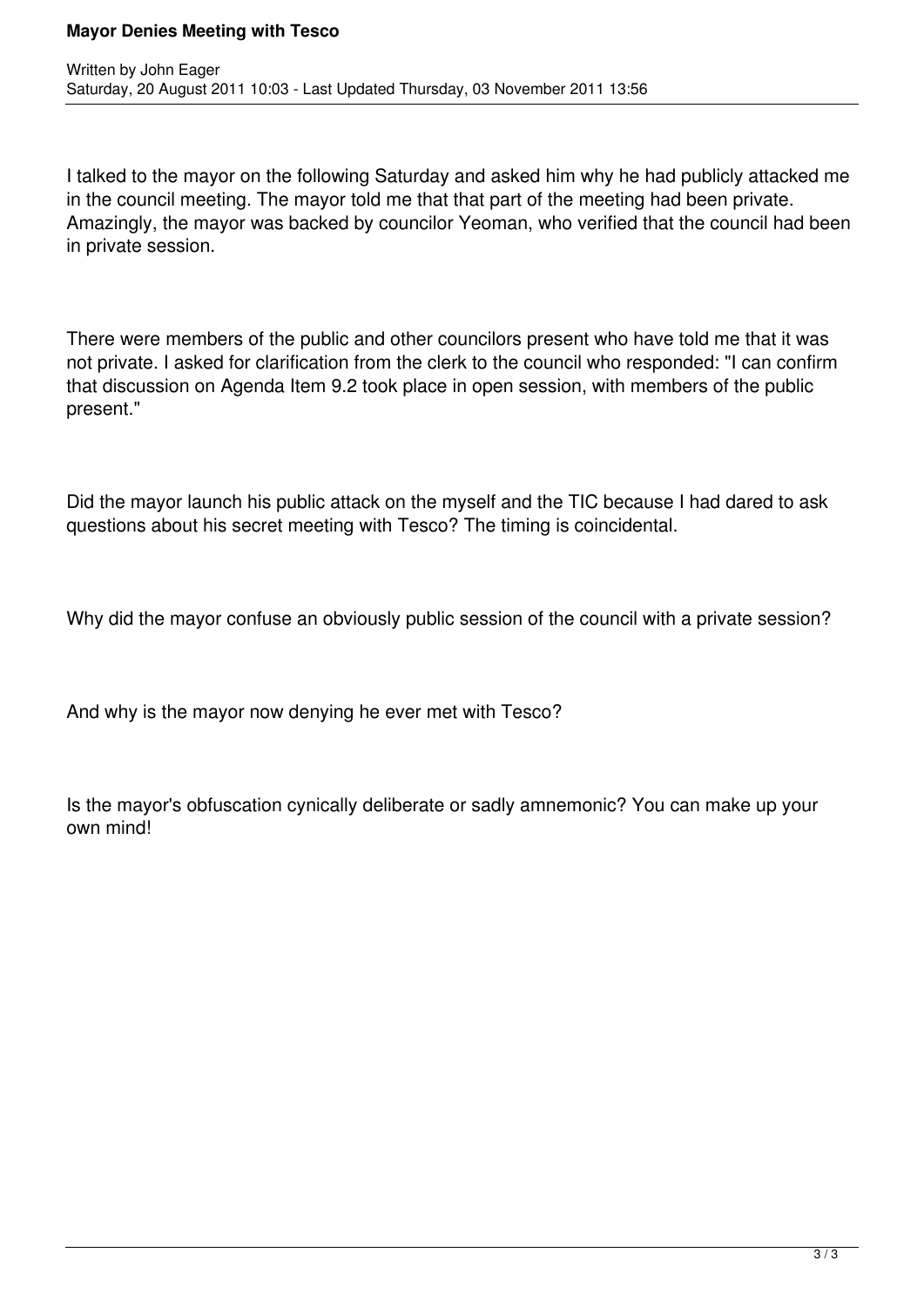I talked to the mayor on the following Saturday and asked him why he had publicly attacked me in the council meeting. The mayor told me that that part of the meeting had been private. Amazingly, the mayor was backed by councilor Yeoman, who verified that the council had been in private session.

There were members of the public and other councilors present who have told me that it was not private. I asked for clarification from the clerk to the council who responded: "I can confirm that discussion on Agenda Item 9.2 took place in open session, with members of the public present."

Did the mayor launch his public attack on the myself and the TIC because I had dared to ask questions about his secret meeting with Tesco? The timing is coincidental.

Why did the mayor confuse an obviously public session of the council with a private session?

And why is the mayor now denying he ever met with Tesco?

Is the mayor's obfuscation cynically deliberate or sadly amnemonic? You can make up your own mind!